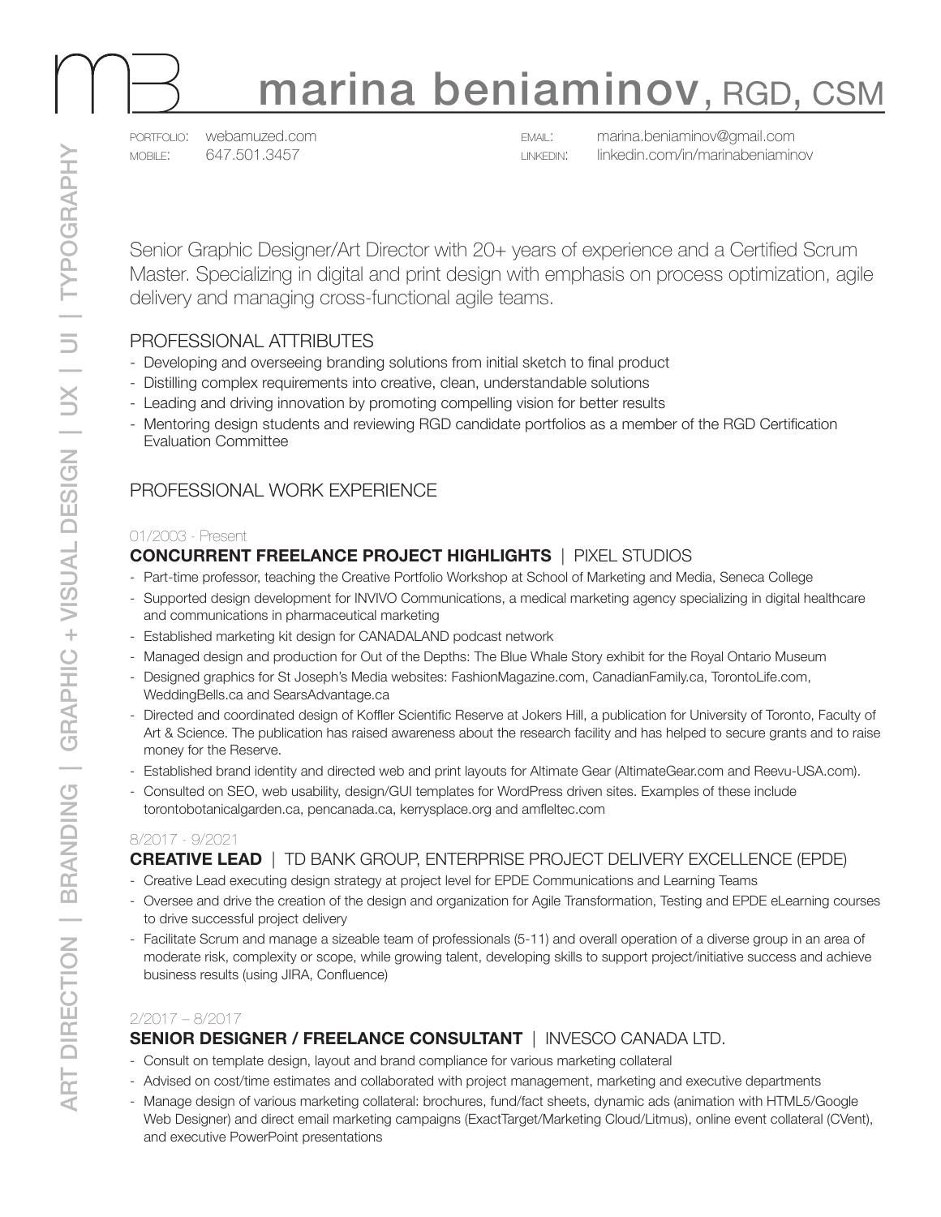# marina beniaminov, RGD, CSM

PORTFOLIO: webamuzed.com
MOBILE: 647.501.3457
EMAIL: marina.beniaminov@gmail.com
LINKEDIN: linkedin.com/in/marinabeniaminov

ART DIRECTION | BRANDING | GRAPHIC + VISUAL DESIGN | UX | UI | TYPOGRAPHY

Senior Graphic Designer/Art Director with 20+ years of experience and a Certified Scrum Master. Specializing in digital and print design with emphasis on process optimization, agile delivery and managing cross-functional agile teams.

## PROFESSIONAL ATTRIBUTES

- Developing and overseeing branding solutions from initial sketch to final product
- Distilling complex requirements into creative, clean, understandable solutions
- Leading and driving innovation by promoting compelling vision for better results
- Mentoring design students and reviewing RGD candidate portfolios as a member of the RGD Certification Evaluation Committee

## PROFESSIONAL WORK EXPERIENCE

01/2003 - Present

### **CONCURRENT FREELANCE PROJECT HIGHLIGHTS** | PIXEL STUDIOS

- Part-time professor, teaching the Creative Portfolio Workshop at School of Marketing and Media, Seneca College
- Supported design development for INVIVO Communications, a medical marketing agency specializing in digital healthcare and communications in pharmaceutical marketing
- Established marketing kit design for CANADALAND podcast network
- Managed design and production for Out of the Depths: The Blue Whale Story exhibit for the Royal Ontario Museum
- Designed graphics for St Joseph's Media websites: FashionMagazine.com, CanadianFamily.ca, TorontoLife.com, WeddingBells.ca and SearsAdvantage.ca
- Directed and coordinated design of Koffler Scientific Reserve at Jokers Hill, a publication for University of Toronto, Faculty of Art & Science. The publication has raised awareness about the research facility and has helped to secure grants and to raise money for the Reserve.
- Established brand identity and directed web and print layouts for Altimate Gear (AltimateGear.com and Reevu-USA.com).
- Consulted on SEO, web usability, design/GUI templates for WordPress driven sites. Examples of these include torontobotanicalgarden.ca, pencanada.ca, kerrysplace.org and amfleltec.com

8/2017 - 9/2021

### **CREATIVE LEAD** | TD BANK GROUP, ENTERPRISE PROJECT DELIVERY EXCELLENCE (EPDE)

- Creative Lead executing design strategy at project level for EPDE Communications and Learning Teams
- Oversee and drive the creation of the design and organization for Agile Transformation, Testing and EPDE eLearning courses to drive successful project delivery
- Facilitate Scrum and manage a sizeable team of professionals (5-11) and overall operation of a diverse group in an area of moderate risk, complexity or scope, while growing talent, developing skills to support project/initiative success and achieve business results (using JIRA, Confluence)

2/2017 – 8/2017

### **SENIOR DESIGNER / FREELANCE CONSULTANT** | INVESCO CANADA LTD.

- Consult on template design, layout and brand compliance for various marketing collateral
- Advised on cost/time estimates and collaborated with project management, marketing and executive departments
- Manage design of various marketing collateral: brochures, fund/fact sheets, dynamic ads (animation with HTML5/Google Web Designer) and direct email marketing campaigns (ExactTarget/Marketing Cloud/Litmus), online event collateral (CVent), and executive PowerPoint presentations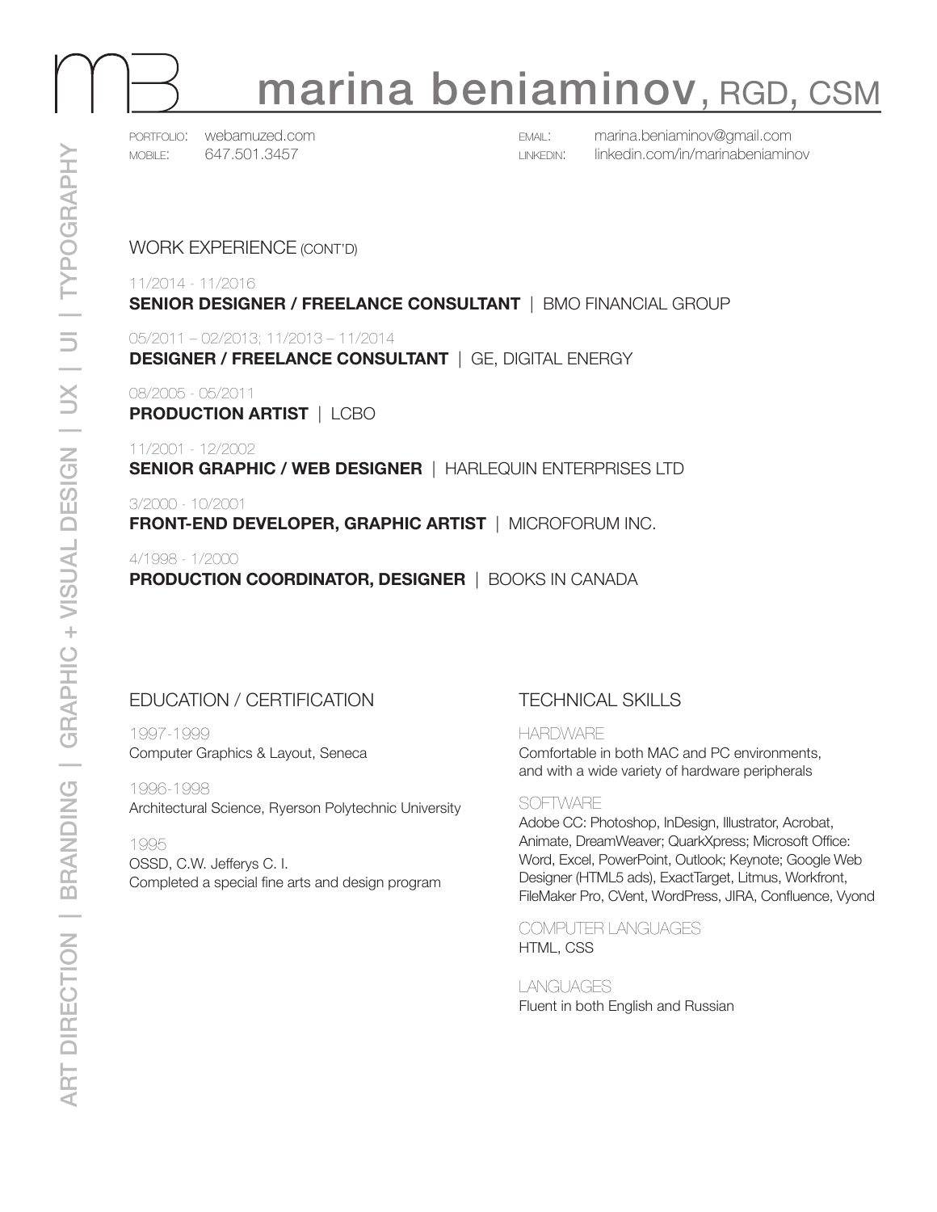# marina beniaminov, RGD, CSM

PORTFOLIO: webamuzed.com
MOBILE: 647.501.3457
EMAIL: marina.beniaminov@gmail.com
LINKEDIN: linkedin.com/in/marinabeniaminov

ART DIRECTION | BRANDING | GRAPHIC + VISUAL DESIGN | UX | UI | TYPOGRAPHY

## WORK EXPERIENCE (CONT'D)

11/2014 - 11/2016
**SENIOR DESIGNER / FREELANCE CONSULTANT** | BMO FINANCIAL GROUP

05/2011 – 02/2013; 11/2013 – 11/2014
**DESIGNER / FREELANCE CONSULTANT** | GE, DIGITAL ENERGY

08/2005 - 05/2011
**PRODUCTION ARTIST** | LCBO

11/2001 - 12/2002
**SENIOR GRAPHIC / WEB DESIGNER** | HARLEQUIN ENTERPRISES LTD

3/2000 - 10/2001
**FRONT-END DEVELOPER, GRAPHIC ARTIST** | MICROFORUM INC.

4/1998 - 1/2000
**PRODUCTION COORDINATOR, DESIGNER** | BOOKS IN CANADA

## EDUCATION / CERTIFICATION

1997-1999
Computer Graphics & Layout, Seneca

1996-1998
Architectural Science, Ryerson Polytechnic University

1995
OSSD, C.W. Jefferys C. I.
Completed a special fine arts and design program

## TECHNICAL SKILLS

HARDWARE
Comfortable in both MAC and PC environments, and with a wide variety of hardware peripherals

SOFTWARE
Adobe CC: Photoshop, InDesign, Illustrator, Acrobat, Animate, DreamWeaver; QuarkXpress; Microsoft Office: Word, Excel, PowerPoint, Outlook; Keynote; Google Web Designer (HTML5 ads), ExactTarget, Litmus, Workfront, FileMaker Pro, CVent, WordPress, JIRA, Confluence, Vyond

COMPUTER LANGUAGES
HTML, CSS

LANGUAGES
Fluent in both English and Russian